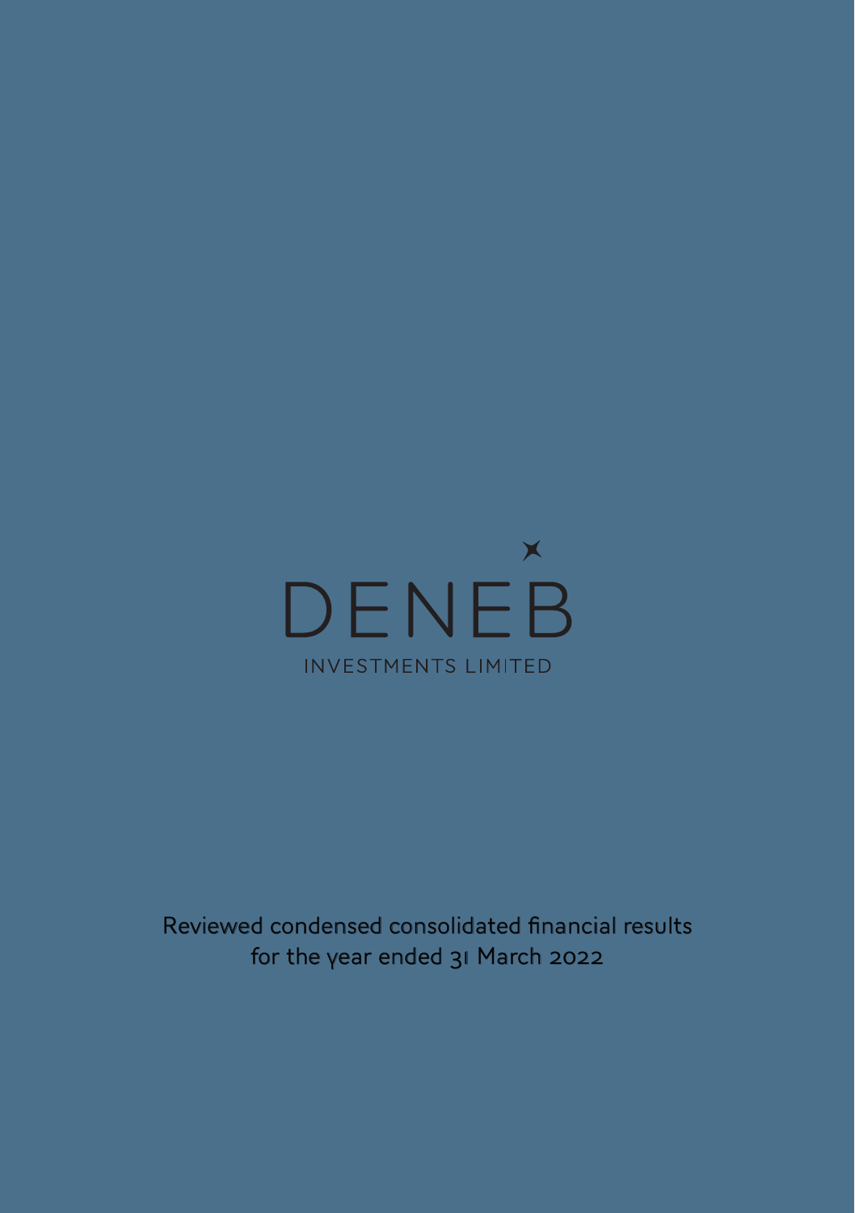DENEB

INVESTMENTS LIMITED

Reviewed condensed consolidated financial results for the year ended 31 March 2022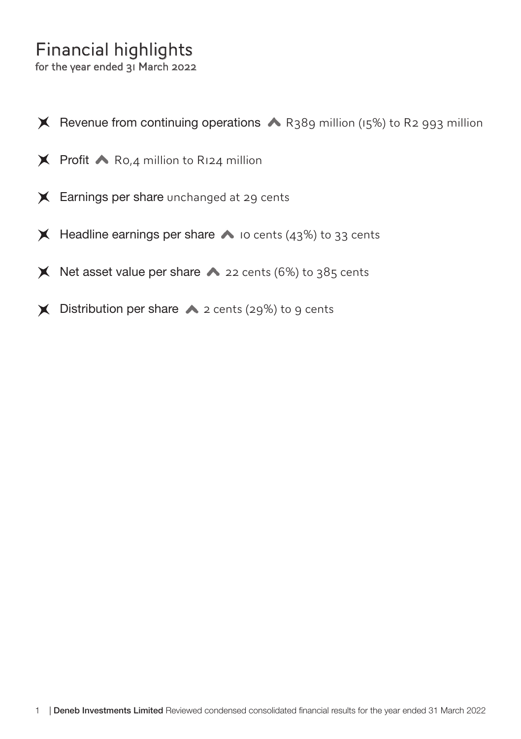# Financial highlights

for the year ended 31 March 2022

- **Revenue from continuing operations** ▲ R389 million (15%) to R2 993 million
- **Profit** ▲ R0,4 million to R124 million
- **Earnings per share** unchanged at 29 cents
- **Headline earnings per share** ▲ 10 cents (43%) to 33 cents
- **Net asset value per share** ▲ 22 cents (6%) to 385 cents
- **Distribution per share** ▲ 2 cents (29%) to 9 cents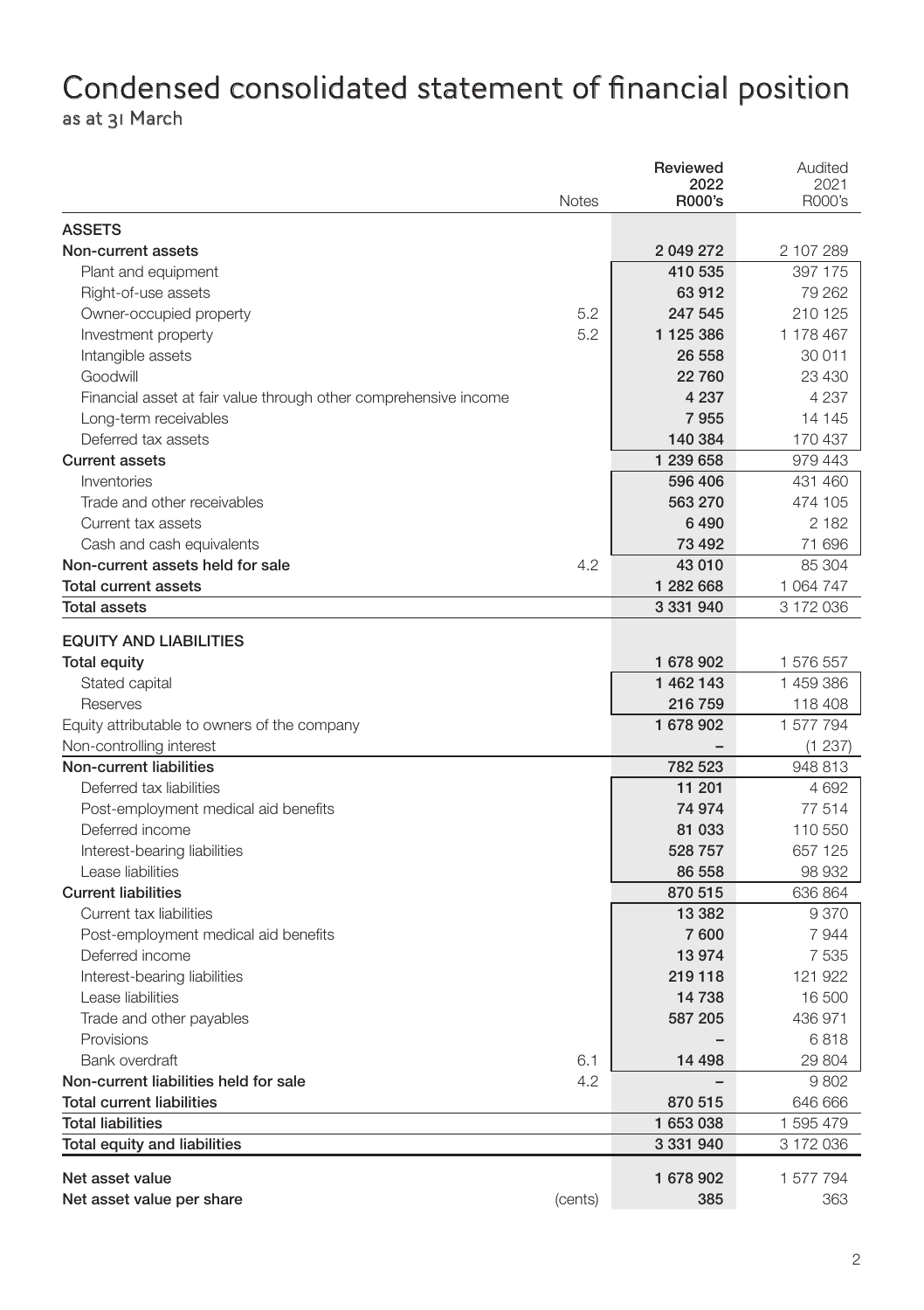# Condensed consolidated statement of financial position

as at 31 March

| | Notes | Reviewed 2022 R000's | Audited 2021 R000's |
|---|---|---|---|
| **ASSETS** | | | |
| **Non-current assets** | | **2 049 272** | 2 107 289 |
| Plant and equipment | | **410 535** | 397 175 |
| Right-of-use assets | | **63 912** | 79 262 |
| Owner-occupied property | 5.2 | **247 545** | 210 125 |
| Investment property | 5.2 | **1 125 386** | 1 178 467 |
| Intangible assets | | **26 558** | 30 011 |
| Goodwill | | **22 760** | 23 430 |
| Financial asset at fair value through other comprehensive income | | **4 237** | 4 237 |
| Long-term receivables | | **7 955** | 14 145 |
| Deferred tax assets | | **140 384** | 170 437 |
| **Current assets** | | **1 239 658** | 979 443 |
| Inventories | | **596 406** | 431 460 |
| Trade and other receivables | | **563 270** | 474 105 |
| Current tax assets | | **6 490** | 2 182 |
| Cash and cash equivalents | | **73 492** | 71 696 |
| **Non-current assets held for sale** | 4.2 | **43 010** | 85 304 |
| **Total current assets** | | **1 282 668** | 1 064 747 |
| **Total assets** | | **3 331 940** | 3 172 036 |
| **EQUITY AND LIABILITIES** | | | |
| **Total equity** | | **1 678 902** | 1 576 557 |
| Stated capital | | **1 462 143** | 1 459 386 |
| Reserves | | **216 759** | 118 408 |
| Equity attributable to owners of the company | | **1 678 902** | 1 577 794 |
| Non-controlling interest | | **–** | (1 237) |
| **Non-current liabilities** | | **782 523** | 948 813 |
| Deferred tax liabilities | | **11 201** | 4 692 |
| Post-employment medical aid benefits | | **74 974** | 77 514 |
| Deferred income | | **81 033** | 110 550 |
| Interest-bearing liabilities | | **528 757** | 657 125 |
| Lease liabilities | | **86 558** | 98 932 |
| **Current liabilities** | | **870 515** | 636 864 |
| Current tax liabilities | | **13 382** | 9 370 |
| Post-employment medical aid benefits | | **7 600** | 7 944 |
| Deferred income | | **13 974** | 7 535 |
| Interest-bearing liabilities | | **219 118** | 121 922 |
| Lease liabilities | | **14 738** | 16 500 |
| Trade and other payables | | **587 205** | 436 971 |
| Provisions | | **–** | 6 818 |
| Bank overdraft | 6.1 | **14 498** | 29 804 |
| **Non-current liabilities held for sale** | 4.2 | **–** | 9 802 |
| **Total current liabilities** | | **870 515** | 646 666 |
| **Total liabilities** | | **1 653 038** | 1 595 479 |
| **Total equity and liabilities** | | **3 331 940** | 3 172 036 |
| **Net asset value** | | **1 678 902** | 1 577 794 |
| **Net asset value per share** | (cents) | **385** | 363 |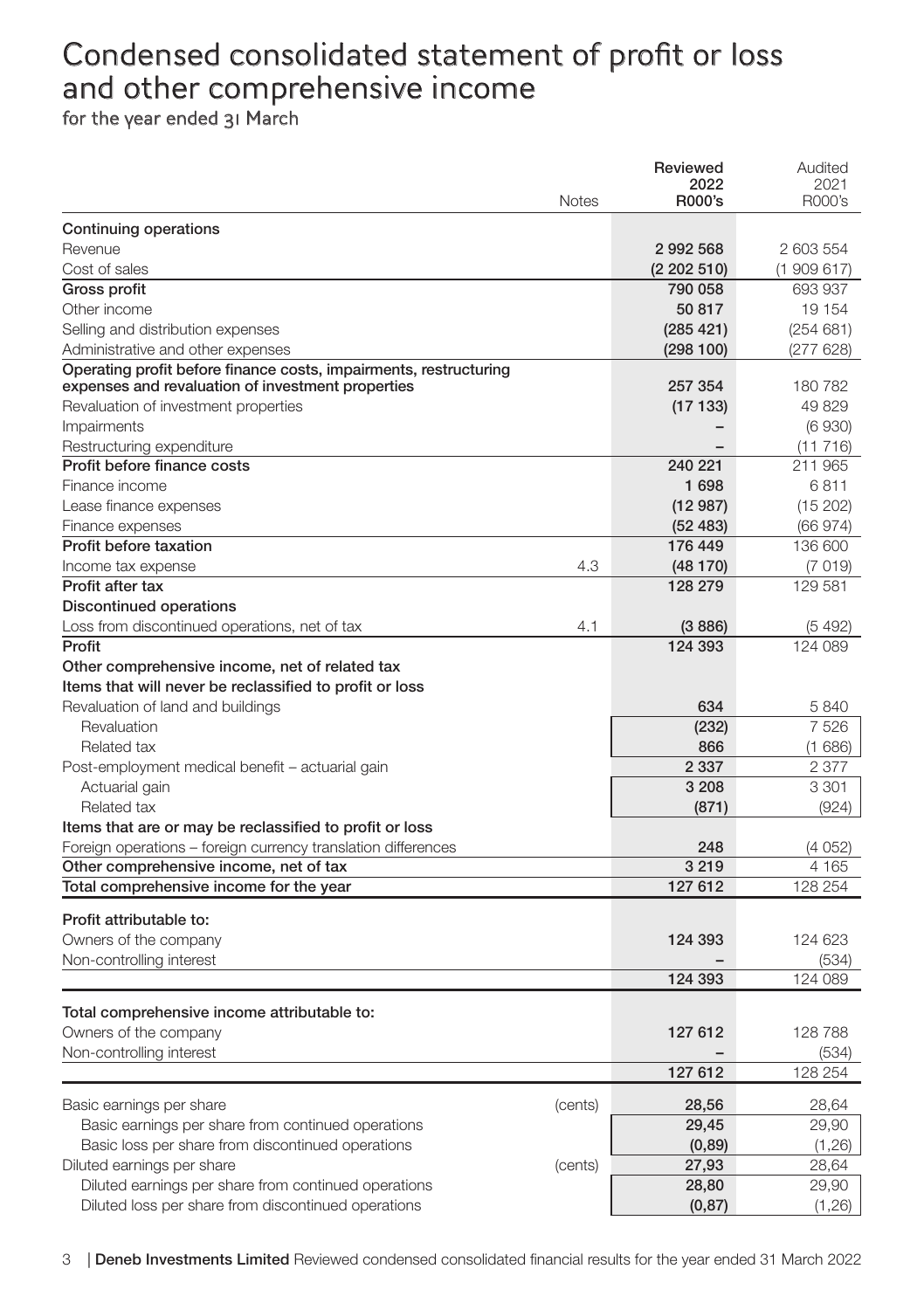# Condensed consolidated statement of profit or loss and other comprehensive income

for the year ended 31 March

| | Notes | Reviewed 2022 R000's | Audited 2021 R000's |
|---|---|---|---|
| **Continuing operations** | | | |
| Revenue | | **2 992 568** | 2 603 554 |
| Cost of sales | | **(2 202 510)** | (1 909 617) |
| **Gross profit** | | **790 058** | 693 937 |
| Other income | | **50 817** | 19 154 |
| Selling and distribution expenses | | **(285 421)** | (254 681) |
| Administrative and other expenses | | **(298 100)** | (277 628) |
| **Operating profit before finance costs, impairments, restructuring expenses and revaluation of investment properties** | | **257 354** | 180 782 |
| Revaluation of investment properties | | **(17 133)** | 49 829 |
| Impairments | | **–** | (6 930) |
| Restructuring expenditure | | **–** | (11 716) |
| **Profit before finance costs** | | **240 221** | 211 965 |
| Finance income | | **1 698** | 6 811 |
| Lease finance expenses | | **(12 987)** | (15 202) |
| Finance expenses | | **(52 483)** | (66 974) |
| **Profit before taxation** | | **176 449** | 136 600 |
| Income tax expense | 4.3 | **(48 170)** | (7 019) |
| **Profit after tax** | | **128 279** | 129 581 |
| **Discontinued operations** | | | |
| Loss from discontinued operations, net of tax | 4.1 | **(3 886)** | (5 492) |
| **Profit** | | **124 393** | 124 089 |
| **Other comprehensive income, net of related tax** | | | |
| **Items that will never be reclassified to profit or loss** | | | |
| Revaluation of land and buildings | | **634** | 5 840 |
| Revaluation | | **(232)** | 7 526 |
| Related tax | | **866** | (1 686) |
| Post-employment medical benefit – actuarial gain | | **2 337** | 2 377 |
| Actuarial gain | | **3 208** | 3 301 |
| Related tax | | **(871)** | (924) |
| **Items that are or may be reclassified to profit or loss** | | | |
| Foreign operations – foreign currency translation differences | | **248** | (4 052) |
| **Other comprehensive income, net of tax** | | **3 219** | 4 165 |
| **Total comprehensive income for the year** | | **127 612** | 128 254 |
| **Profit attributable to:** | | | |
| Owners of the company | | **124 393** | 124 623 |
| Non-controlling interest | | **–** | (534) |
| | | **124 393** | 124 089 |
| **Total comprehensive income attributable to:** | | | |
| Owners of the company | | **127 612** | 128 788 |
| Non-controlling interest | | **–** | (534) |
| | | **127 612** | 128 254 |
| Basic earnings per share | (cents) | **28,56** | 28,64 |
| Basic earnings per share from continued operations | | **29,45** | 29,90 |
| Basic loss per share from discontinued operations | | **(0,89)** | (1,26) |
| Diluted earnings per share | (cents) | **27,93** | 28,64 |
| Diluted earnings per share from continued operations | | **28,80** | 29,90 |
| Diluted loss per share from discontinued operations | | **(0,87)** | (1,26) |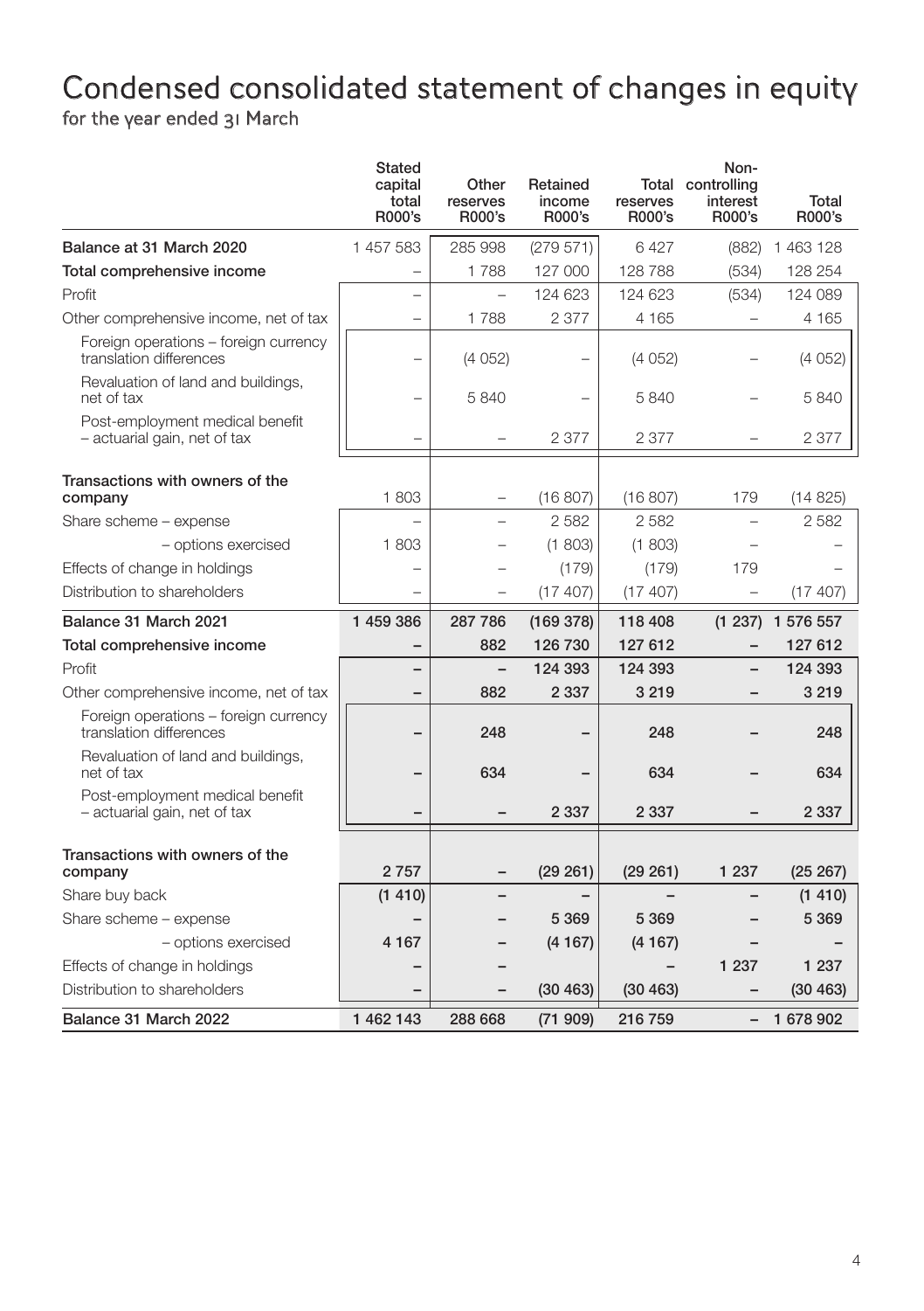# Condensed consolidated statement of changes in equity

for the year ended 31 March

| | Stated capital total R000's | Other reserves R000's | Retained income R000's | Total reserves R000's | Non-controlling interest R000's | Total R000's |
|---|---|---|---|---|---|---|
| **Balance at 31 March 2020** | 1 457 583 | 285 998 | (279 571) | 6 427 | (882) | 1 463 128 |
| **Total comprehensive income** | – | 1 788 | 127 000 | 128 788 | (534) | 128 254 |
| Profit | – | – | 124 623 | 124 623 | (534) | 124 089 |
| Other comprehensive income, net of tax | – | 1 788 | 2 377 | 4 165 | – | 4 165 |
| Foreign operations – foreign currency translation differences | – | (4 052) | – | (4 052) | – | (4 052) |
| Revaluation of land and buildings, net of tax | – | 5 840 | – | 5 840 | – | 5 840 |
| Post-employment medical benefit – actuarial gain, net of tax | – | – | 2 377 | 2 377 | – | 2 377 |
| **Transactions with owners of the company** | 1 803 | – | (16 807) | (16 807) | 179 | (14 825) |
| Share scheme – expense | – | – | 2 582 | 2 582 | – | 2 582 |
| – options exercised | 1 803 | – | (1 803) | (1 803) | – | – |
| Effects of change in holdings | – | – | (179) | (179) | 179 | – |
| Distribution to shareholders | – | – | (17 407) | (17 407) | – | (17 407) |
| **Balance 31 March 2021** | **1 459 386** | **287 786** | **(169 378)** | **118 408** | **(1 237)** | **1 576 557** |
| **Total comprehensive income** | **–** | **882** | **126 730** | **127 612** | **–** | **127 612** |
| Profit | **–** | **–** | **124 393** | **124 393** | **–** | **124 393** |
| Other comprehensive income, net of tax | **–** | **882** | **2 337** | **3 219** | **–** | **3 219** |
| Foreign operations – foreign currency translation differences | **–** | **248** | **–** | **248** | **–** | **248** |
| Revaluation of land and buildings, net of tax | **–** | **634** | **–** | **634** | **–** | **634** |
| Post-employment medical benefit – actuarial gain, net of tax | **–** | **–** | **2 337** | **2 337** | **–** | **2 337** |
| **Transactions with owners of the company** | **2 757** | **–** | **(29 261)** | **(29 261)** | **1 237** | **(25 267)** |
| Share buy back | **(1 410)** | **–** | **–** | **–** | **–** | **(1 410)** |
| Share scheme – expense | **–** | **–** | **5 369** | **5 369** | **–** | **5 369** |
| – options exercised | **4 167** | **–** | **(4 167)** | **(4 167)** | **–** | **–** |
| Effects of change in holdings | **–** | **–** | | **–** | **1 237** | **1 237** |
| Distribution to shareholders | **–** | **–** | **(30 463)** | **(30 463)** | **–** | **(30 463)** |
| **Balance 31 March 2022** | **1 462 143** | **288 668** | **(71 909)** | **216 759** | **–** | **1 678 902** |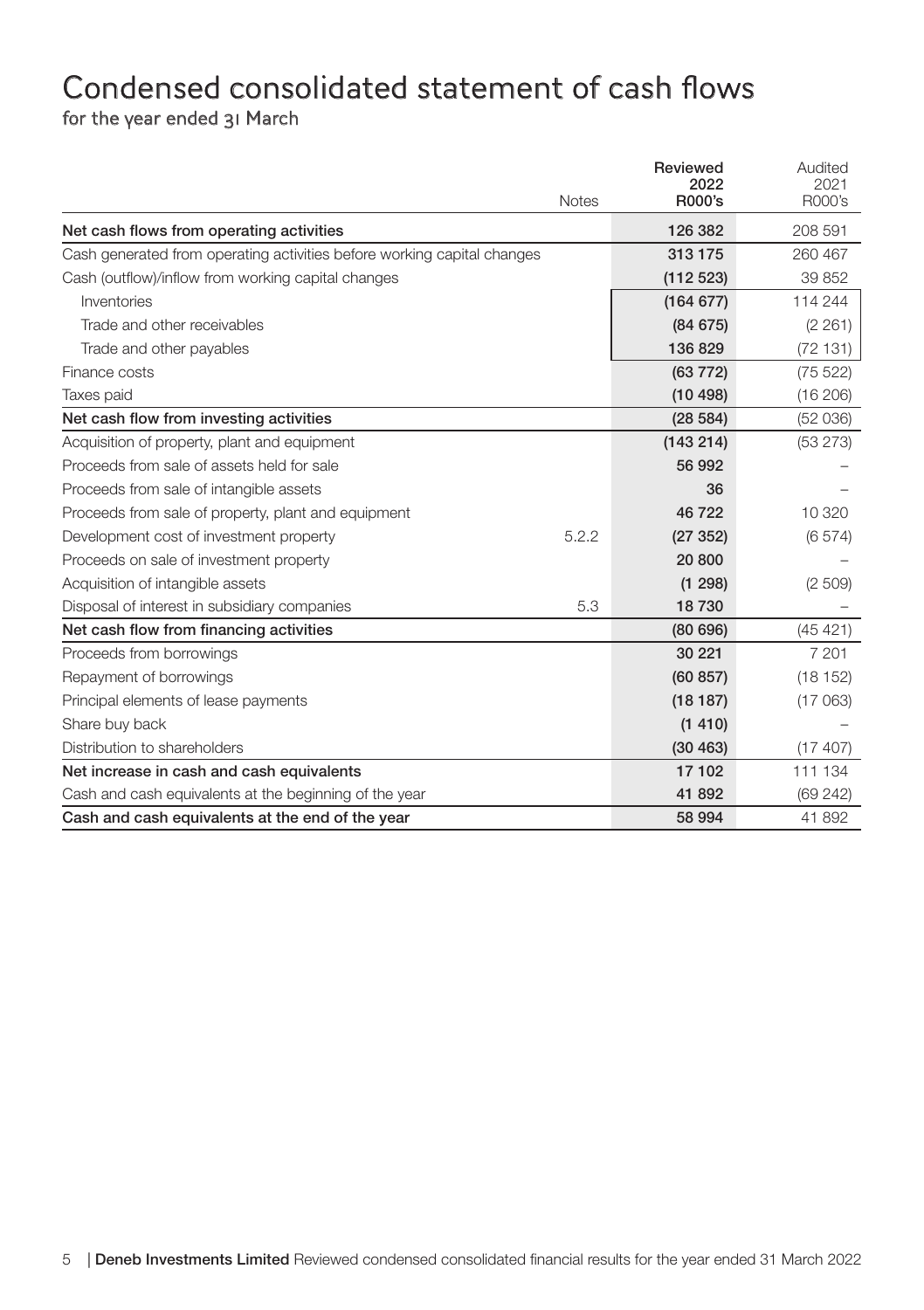# Condensed consolidated statement of cash flows

for the year ended 31 March

| | Notes | Reviewed 2022 R000's | Audited 2021 R000's |
|---|---|---|---|
| **Net cash flows from operating activities** | | **126 382** | 208 591 |
| Cash generated from operating activities before working capital changes | | **313 175** | 260 467 |
| Cash (outflow)/inflow from working capital changes | | **(112 523)** | 39 852 |
| Inventories | | **(164 677)** | 114 244 |
| Trade and other receivables | | **(84 675)** | (2 261) |
| Trade and other payables | | **136 829** | (72 131) |
| Finance costs | | **(63 772)** | (75 522) |
| Taxes paid | | **(10 498)** | (16 206) |
| **Net cash flow from investing activities** | | **(28 584)** | (52 036) |
| Acquisition of property, plant and equipment | | **(143 214)** | (53 273) |
| Proceeds from sale of assets held for sale | | **56 992** | – |
| Proceeds from sale of intangible assets | | **36** | – |
| Proceeds from sale of property, plant and equipment | | **46 722** | 10 320 |
| Development cost of investment property | 5.2.2 | **(27 352)** | (6 574) |
| Proceeds on sale of investment property | | **20 800** | – |
| Acquisition of intangible assets | | **(1 298)** | (2 509) |
| Disposal of interest in subsidiary companies | 5.3 | **18 730** | – |
| **Net cash flow from financing activities** | | **(80 696)** | (45 421) |
| Proceeds from borrowings | | **30 221** | 7 201 |
| Repayment of borrowings | | **(60 857)** | (18 152) |
| Principal elements of lease payments | | **(18 187)** | (17 063) |
| Share buy back | | **(1 410)** | – |
| Distribution to shareholders | | **(30 463)** | (17 407) |
| **Net increase in cash and cash equivalents** | | **17 102** | 111 134 |
| Cash and cash equivalents at the beginning of the year | | **41 892** | (69 242) |
| **Cash and cash equivalents at the end of the year** | | **58 994** | 41 892 |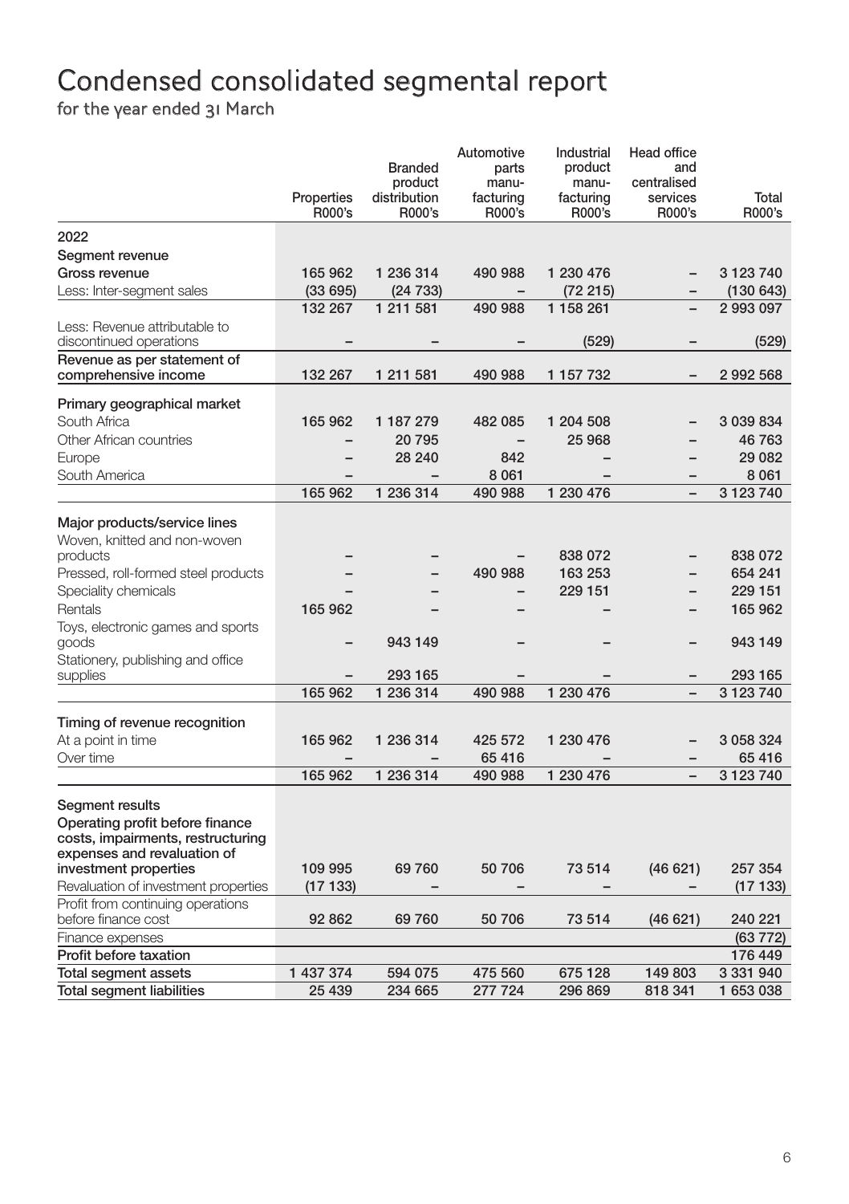# Condensed consolidated segmental report

for the year ended 31 March

| | Properties R000's | Branded product distribution R000's | Automotive parts manu-facturing R000's | Industrial product manu-facturing R000's | Head office and centralised services R000's | Total R000's |
|---|---|---|---|---|---|---|
| **2022** | | | | | | |
| **Segment revenue** | | | | | | |
| **Gross revenue** | 165 962 | 1 236 314 | 490 988 | 1 230 476 | – | 3 123 740 |
| Less: Inter-segment sales | (33 695) | (24 733) | – | (72 215) | – | (130 643) |
| | 132 267 | 1 211 581 | 490 988 | 1 158 261 | – | 2 993 097 |
| Less: Revenue attributable to discontinued operations | – | – | – | (529) | – | (529) |
| **Revenue as per statement of comprehensive income** | 132 267 | 1 211 581 | 490 988 | 1 157 732 | – | 2 992 568 |
| **Primary geographical market** | | | | | | |
| South Africa | 165 962 | 1 187 279 | 482 085 | 1 204 508 | – | 3 039 834 |
| Other African countries | – | 20 795 | – | 25 968 | – | 46 763 |
| Europe | – | 28 240 | 842 | – | – | 29 082 |
| South America | – | – | 8 061 | – | – | 8 061 |
| | 165 962 | 1 236 314 | 490 988 | 1 230 476 | – | 3 123 740 |
| **Major products/service lines** | | | | | | |
| Woven, knitted and non-woven products | – | – | – | 838 072 | – | 838 072 |
| Pressed, roll-formed steel products | – | – | 490 988 | 163 253 | – | 654 241 |
| Speciality chemicals | – | – | – | 229 151 | – | 229 151 |
| Rentals | 165 962 | – | – | – | – | 165 962 |
| Toys, electronic games and sports goods | – | 943 149 | – | – | – | 943 149 |
| Stationery, publishing and office supplies | – | 293 165 | – | – | – | 293 165 |
| | 165 962 | 1 236 314 | 490 988 | 1 230 476 | – | 3 123 740 |
| **Timing of revenue recognition** | | | | | | |
| At a point in time | 165 962 | 1 236 314 | 425 572 | 1 230 476 | – | 3 058 324 |
| Over time | – | – | 65 416 | – | – | 65 416 |
| | 165 962 | 1 236 314 | 490 988 | 1 230 476 | – | 3 123 740 |
| **Segment results** | | | | | | |
| **Operating profit before finance costs, impairments, restructuring expenses and revaluation of investment properties** | 109 995 | 69 760 | 50 706 | 73 514 | (46 621) | 257 354 |
| Revaluation of investment properties | (17 133) | – | – | – | – | (17 133) |
| Profit from continuing operations before finance cost | 92 862 | 69 760 | 50 706 | 73 514 | (46 621) | 240 221 |
| Finance expenses | | | | | | (63 772) |
| **Profit before taxation** | | | | | | 176 449 |
| **Total segment assets** | 1 437 374 | 594 075 | 475 560 | 675 128 | 149 803 | 3 331 940 |
| **Total segment liabilities** | 25 439 | 234 665 | 277 724 | 296 869 | 818 341 | 1 653 038 |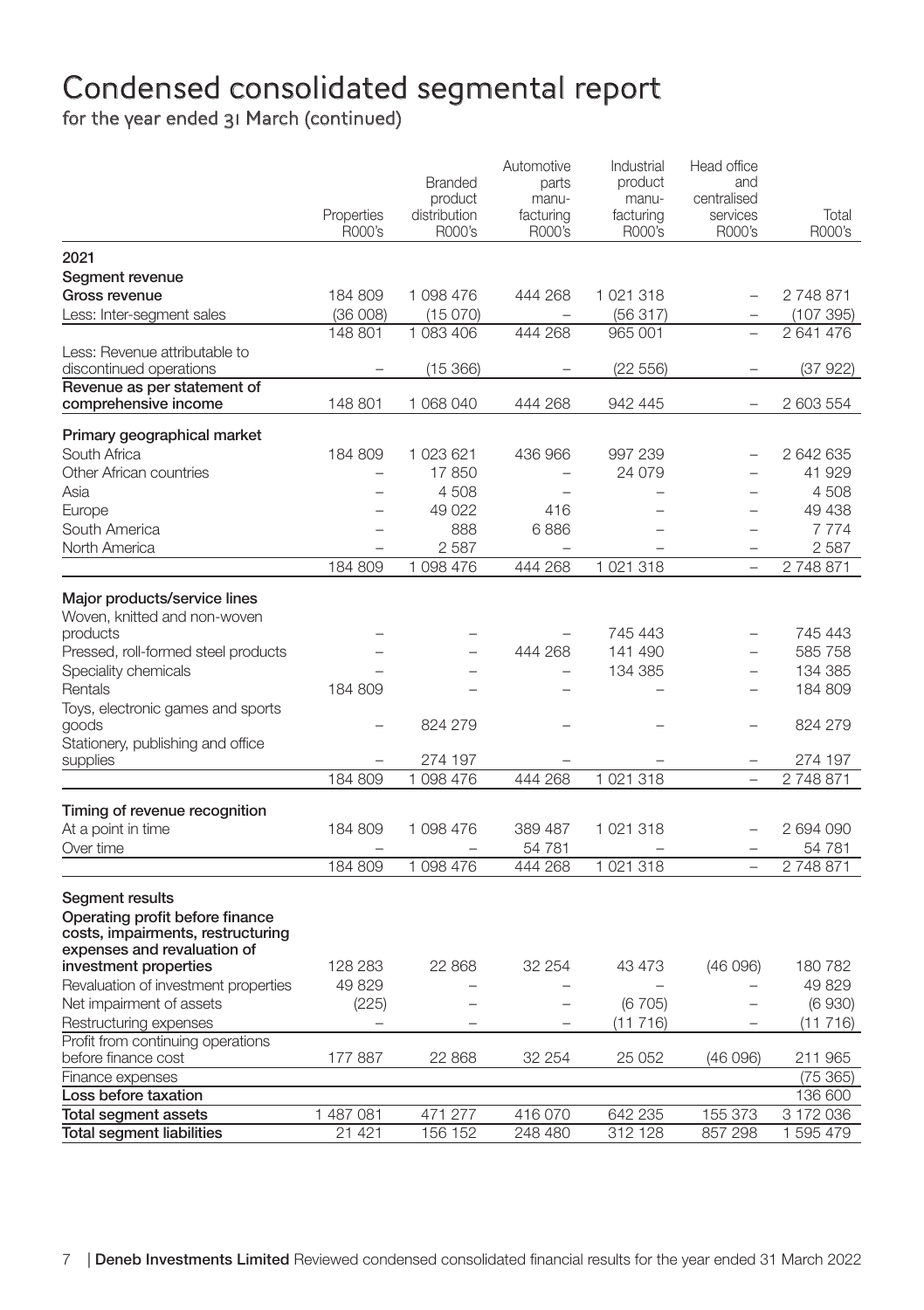# Condensed consolidated segmental report

for the year ended 31 March (continued)

| | Properties R000's | Branded product distribution R000's | Automotive parts manu-facturing R000's | Industrial product manu-facturing R000's | Head office and centralised services R000's | Total R000's |
|---|---|---|---|---|---|---|
| **2021** | | | | | | |
| **Segment revenue** | | | | | | |
| **Gross revenue** | 184 809 | 1 098 476 | 444 268 | 1 021 318 | – | 2 748 871 |
| Less: Inter-segment sales | (36 008) | (15 070) | – | (56 317) | – | (107 395) |
| | 148 801 | 1 083 406 | 444 268 | 965 001 | – | 2 641 476 |
| Less: Revenue attributable to discontinued operations | – | (15 366) | – | (22 556) | – | (37 922) |
| **Revenue as per statement of comprehensive income** | 148 801 | 1 068 040 | 444 268 | 942 445 | – | 2 603 554 |
| **Primary geographical market** | | | | | | |
| South Africa | 184 809 | 1 023 621 | 436 966 | 997 239 | – | 2 642 635 |
| Other African countries | – | 17 850 | – | 24 079 | – | 41 929 |
| Asia | – | 4 508 | – | – | – | 4 508 |
| Europe | – | 49 022 | 416 | – | – | 49 438 |
| South America | – | 888 | 6 886 | – | – | 7 774 |
| North America | – | 2 587 | – | – | – | 2 587 |
| | 184 809 | 1 098 476 | 444 268 | 1 021 318 | – | 2 748 871 |
| **Major products/service lines** | | | | | | |
| Woven, knitted and non-woven products | – | – | – | 745 443 | – | 745 443 |
| Pressed, roll-formed steel products | – | – | 444 268 | 141 490 | – | 585 758 |
| Speciality chemicals | – | – | – | 134 385 | – | 134 385 |
| Rentals | 184 809 | – | – | – | – | 184 809 |
| Toys, electronic games and sports goods | – | 824 279 | – | – | – | 824 279 |
| Stationery, publishing and office supplies | – | 274 197 | – | – | – | 274 197 |
| | 184 809 | 1 098 476 | 444 268 | 1 021 318 | – | 2 748 871 |
| **Timing of revenue recognition** | | | | | | |
| At a point in time | 184 809 | 1 098 476 | 389 487 | 1 021 318 | – | 2 694 090 |
| Over time | – | – | 54 781 | – | – | 54 781 |
| | 184 809 | 1 098 476 | 444 268 | 1 021 318 | – | 2 748 871 |
| **Segment results** | | | | | | |
| **Operating profit before finance costs, impairments, restructuring expenses and revaluation of investment properties** | 128 283 | 22 868 | 32 254 | 43 473 | (46 096) | 180 782 |
| Revaluation of investment properties | 49 829 | – | – | – | – | 49 829 |
| Net impairment of assets | (225) | – | – | (6 705) | – | (6 930) |
| Restructuring expenses | – | – | – | (11 716) | – | (11 716) |
| Profit from continuing operations before finance cost | 177 887 | 22 868 | 32 254 | 25 052 | (46 096) | 211 965 |
| Finance expenses | | | | | | (75 365) |
| **Loss before taxation** | | | | | | 136 600 |
| **Total segment assets** | 1 487 081 | 471 277 | 416 070 | 642 235 | 155 373 | 3 172 036 |
| **Total segment liabilities** | 21 421 | 156 152 | 248 480 | 312 128 | 857 298 | 1 595 479 |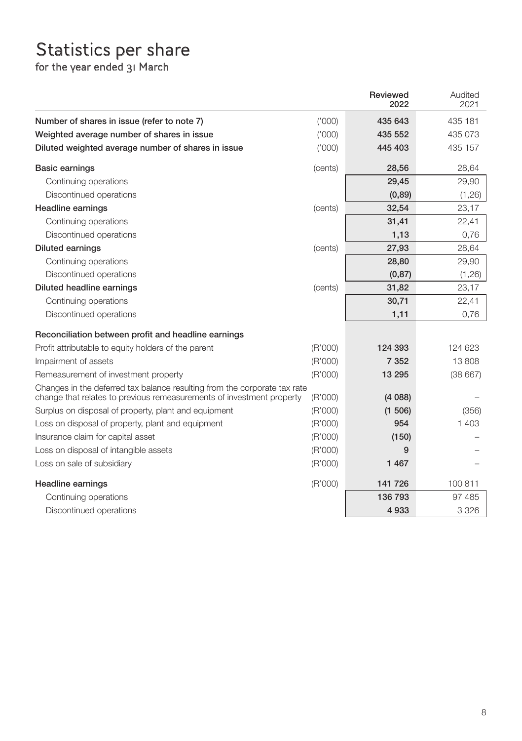# Statistics per share

for the year ended 31 March

| | | Reviewed 2022 | Audited 2021 |
|---|---|---|---|
| **Number of shares in issue (refer to note 7)** | ('000) | **435 643** | 435 181 |
| **Weighted average number of shares in issue** | ('000) | **435 552** | 435 073 |
| **Diluted weighted average number of shares in issue** | ('000) | **445 403** | 435 157 |
| **Basic earnings** | (cents) | **28,56** | 28,64 |
| Continuing operations | | **29,45** | 29,90 |
| Discontinued operations | | **(0,89)** | (1,26) |
| **Headline earnings** | (cents) | **32,54** | 23,17 |
| Continuing operations | | **31,41** | 22,41 |
| Discontinued operations | | **1,13** | 0,76 |
| **Diluted earnings** | (cents) | **27,93** | 28,64 |
| Continuing operations | | **28,80** | 29,90 |
| Discontinued operations | | **(0,87)** | (1,26) |
| **Diluted headline earnings** | (cents) | **31,82** | 23,17 |
| Continuing operations | | **30,71** | 22,41 |
| Discontinued operations | | **1,11** | 0,76 |
| **Reconciliation between profit and headline earnings** | | | |
| Profit attributable to equity holders of the parent | (R'000) | **124 393** | 124 623 |
| Impairment of assets | (R'000) | **7 352** | 13 808 |
| Remeasurement of investment property | (R'000) | **13 295** | (38 667) |
| Changes in the deferred tax balance resulting from the corporate tax rate change that relates to previous remeasurements of investment property | (R'000) | **(4 088)** | – |
| Surplus on disposal of property, plant and equipment | (R'000) | **(1 506)** | (356) |
| Loss on disposal of property, plant and equipment | (R'000) | **954** | 1 403 |
| Insurance claim for capital asset | (R'000) | **(150)** | – |
| Loss on disposal of intangible assets | (R'000) | **9** | – |
| Loss on sale of subsidiary | (R'000) | **1 467** | – |
| **Headline earnings** | (R'000) | **141 726** | 100 811 |
| Continuing operations | | **136 793** | 97 485 |
| Discontinued operations | | **4 933** | 3 326 |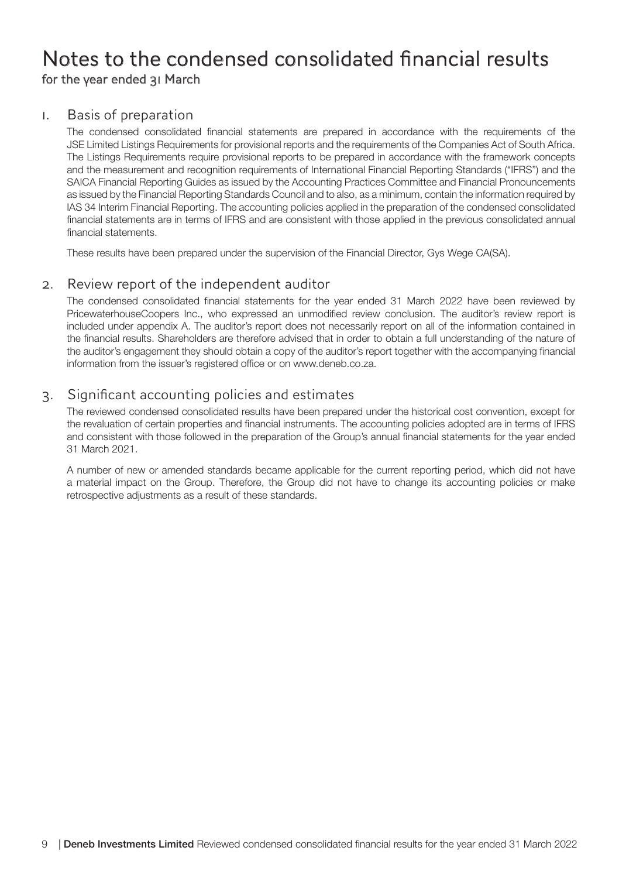# Notes to the condensed consolidated financial results

for the year ended 31 March

## 1. Basis of preparation

The condensed consolidated financial statements are prepared in accordance with the requirements of the JSE Limited Listings Requirements for provisional reports and the requirements of the Companies Act of South Africa. The Listings Requirements require provisional reports to be prepared in accordance with the framework concepts and the measurement and recognition requirements of International Financial Reporting Standards ("IFRS") and the SAICA Financial Reporting Guides as issued by the Accounting Practices Committee and Financial Pronouncements as issued by the Financial Reporting Standards Council and to also, as a minimum, contain the information required by IAS 34 Interim Financial Reporting. The accounting policies applied in the preparation of the condensed consolidated financial statements are in terms of IFRS and are consistent with those applied in the previous consolidated annual financial statements.

These results have been prepared under the supervision of the Financial Director, Gys Wege CA(SA).

## 2. Review report of the independent auditor

The condensed consolidated financial statements for the year ended 31 March 2022 have been reviewed by PricewaterhouseCoopers Inc., who expressed an unmodified review conclusion. The auditor's review report is included under appendix A. The auditor's report does not necessarily report on all of the information contained in the financial results. Shareholders are therefore advised that in order to obtain a full understanding of the nature of the auditor's engagement they should obtain a copy of the auditor's report together with the accompanying financial information from the issuer's registered office or on www.deneb.co.za.

## 3. Significant accounting policies and estimates

The reviewed condensed consolidated results have been prepared under the historical cost convention, except for the revaluation of certain properties and financial instruments. The accounting policies adopted are in terms of IFRS and consistent with those followed in the preparation of the Group's annual financial statements for the year ended 31 March 2021.

A number of new or amended standards became applicable for the current reporting period, which did not have a material impact on the Group. Therefore, the Group did not have to change its accounting policies or make retrospective adjustments as a result of these standards.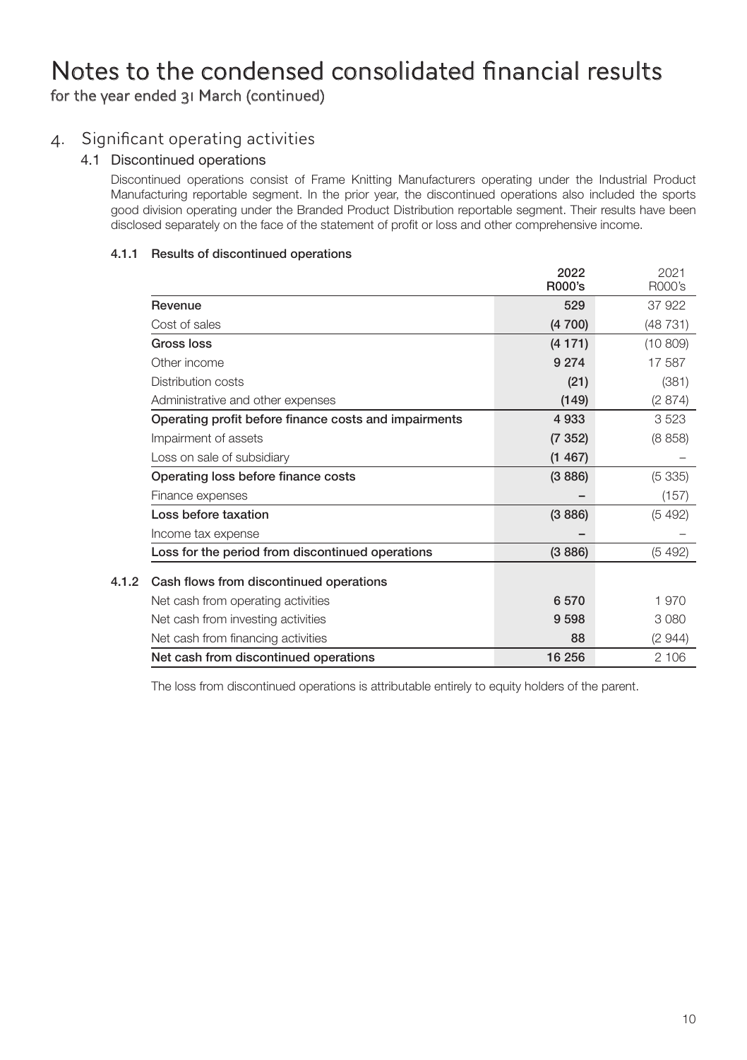# Notes to the condensed consolidated financial results

for the year ended 31 March (continued)

## 4. Significant operating activities

### 4.1 Discontinued operations

Discontinued operations consist of Frame Knitting Manufacturers operating under the Industrial Product Manufacturing reportable segment. In the prior year, the discontinued operations also included the sports good division operating under the Branded Product Distribution reportable segment. Their results have been disclosed separately on the face of the statement of profit or loss and other comprehensive income.

#### 4.1.1 Results of discontinued operations

| | 2022 R000's | 2021 R000's |
|---|---|---|
| **Revenue** | **529** | 37 922 |
| Cost of sales | **(4 700)** | (48 731) |
| **Gross loss** | **(4 171)** | (10 809) |
| Other income | **9 274** | 17 587 |
| Distribution costs | **(21)** | (381) |
| Administrative and other expenses | **(149)** | (2 874) |
| **Operating profit before finance costs and impairments** | **4 933** | 3 523 |
| Impairment of assets | **(7 352)** | (8 858) |
| Loss on sale of subsidiary | **(1 467)** | – |
| **Operating loss before finance costs** | **(3 886)** | (5 335) |
| Finance expenses | **–** | (157) |
| **Loss before taxation** | **(3 886)** | (5 492) |
| Income tax expense | **–** | – |
| **Loss for the period from discontinued operations** | **(3 886)** | (5 492) |

#### 4.1.2 Cash flows from discontinued operations

| | 2022 R000's | 2021 R000's |
|---|---|---|
| Net cash from operating activities | **6 570** | 1 970 |
| Net cash from investing activities | **9 598** | 3 080 |
| Net cash from financing activities | **88** | (2 944) |
| **Net cash from discontinued operations** | **16 256** | 2 106 |

The loss from discontinued operations is attributable entirely to equity holders of the parent.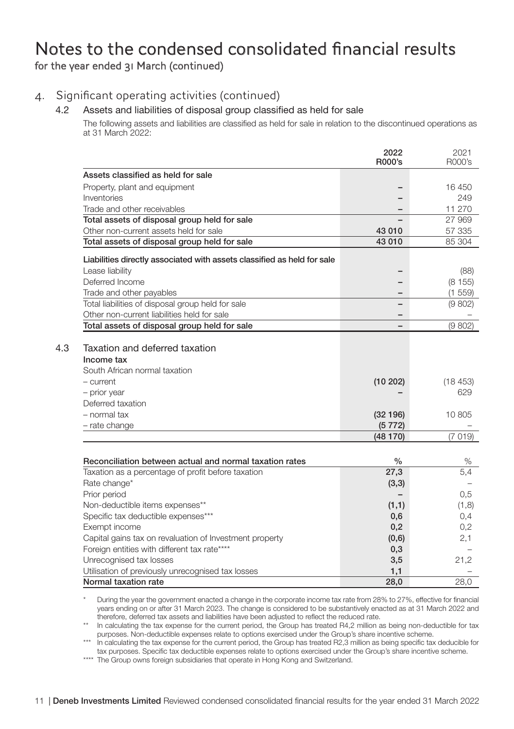# Notes to the condensed consolidated financial results

for the year ended 31 March (continued)

## 4. Significant operating activities (continued)

### 4.2 Assets and liabilities of disposal group classified as held for sale

The following assets and liabilities are classified as held for sale in relation to the discontinued operations as at 31 March 2022:

| | **2022 R000's** | 2021 R000's |
|---|---|---|
| **Assets classified as held for sale** | | |
| Property, plant and equipment | – | 16 450 |
| Inventories | – | 249 |
| Trade and other receivables | – | 11 270 |
| **Total assets of disposal group held for sale** | – | 27 969 |
| Other non-current assets held for sale | **43 010** | 57 335 |
| **Total assets of disposal group held for sale** | **43 010** | 85 304 |
| **Liabilities directly associated with assets classified as held for sale** | | |
| Lease liability | – | (88) |
| Deferred Income | – | (8 155) |
| Trade and other payables | – | (1 559) |
| Total liabilities of disposal group held for sale | – | (9 802) |
| Other non-current liabilities held for sale | – | – |
| **Total assets of disposal group held for sale** | – | (9 802) |

### 4.3 Taxation and deferred taxation

| | **2022 R000's** | 2021 R000's |
|---|---|---|
| **Income tax** | | |
| South African normal taxation | | |
| – current | **(10 202)** | (18 453) |
| – prior year | – | 629 |
| Deferred taxation | | |
| – normal tax | **(32 196)** | 10 805 |
| – rate change | **(5 772)** | – |
| | **(48 170)** | (7 019) |

| **Reconciliation between actual and normal taxation rates** | **%** | % |
|---|---|---|
| Taxation as a percentage of profit before taxation | **27,3** | 5,4 |
| Rate change* | **(3,3)** | – |
| Prior period | – | 0,5 |
| Non-deductible items expenses** | **(1,1)** | (1,8) |
| Specific tax deductible expenses*** | **0,6** | 0,4 |
| Exempt income | **0,2** | 0,2 |
| Capital gains tax on revaluation of Investment property | **(0,6)** | 2,1 |
| Foreign entities with different tax rate**** | **0,3** | – |
| Unrecognised tax losses | **3,5** | 21,2 |
| Utilisation of previously unrecognised tax losses | **1,1** | – |
| **Normal taxation rate** | **28,0** | 28,0 |

\* During the year the government enacted a change in the corporate income tax rate from 28% to 27%, effective for financial years ending on or after 31 March 2023. The change is considered to be substantively enacted as at 31 March 2022 and therefore, deferred tax assets and liabilities have been adjusted to reflect the reduced rate.

\** In calculating the tax expense for the current period, the Group has treated R4,2 million as being non-deductible for tax purposes. Non-deductible expenses relate to options exercised under the Group's share incentive scheme.

\*** In calculating the tax expense for the current period, the Group has treated R2,3 million as being specific tax deducible for tax purposes. Specific tax deductible expenses relate to options exercised under the Group's share incentive scheme.

\**** The Group owns foreign subsidiaries that operate in Hong Kong and Switzerland.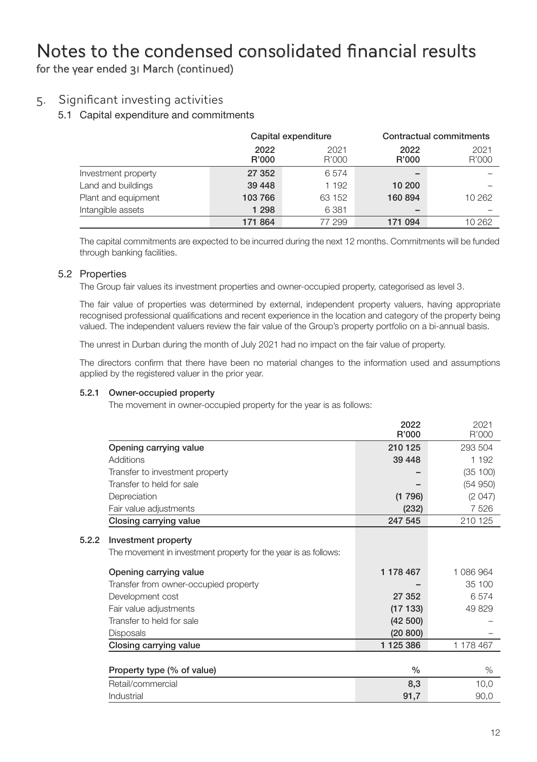# Notes to the condensed consolidated financial results

for the year ended 31 March (continued)

## 5. Significant investing activities

### 5.1 Capital expenditure and commitments

| | Capital expenditure | | Contractual commitments | |
|---|---|---|---|---|
| | **2022 R'000** | 2021 R'000 | **2022 R'000** | 2021 R'000 |
| Investment property | **27 352** | 6 574 | **–** | – |
| Land and buildings | **39 448** | 1 192 | **10 200** | – |
| Plant and equipment | **103 766** | 63 152 | **160 894** | 10 262 |
| Intangible assets | **1 298** | 6 381 | **–** | – |
| | **171 864** | 77 299 | **171 094** | 10 262 |

The capital commitments are expected to be incurred during the next 12 months. Commitments will be funded through banking facilities.

### 5.2 Properties

The Group fair values its investment properties and owner-occupied property, categorised as level 3.

The fair value of properties was determined by external, independent property valuers, having appropriate recognised professional qualifications and recent experience in the location and category of the property being valued. The independent valuers review the fair value of the Group's property portfolio on a bi-annual basis.

The unrest in Durban during the month of July 2021 had no impact on the fair value of property.

The directors confirm that there have been no material changes to the information used and assumptions applied by the registered valuer in the prior year.

#### 5.2.1 Owner-occupied property

The movement in owner-occupied property for the year is as follows:

| | **2022 R'000** | 2021 R'000 |
|---|---|---|
| **Opening carrying value** | **210 125** | 293 504 |
| Additions | **39 448** | 1 192 |
| Transfer to investment property | **–** | (35 100) |
| Transfer to held for sale | **–** | (54 950) |
| Depreciation | **(1 796)** | (2 047) |
| Fair value adjustments | **(232)** | 7 526 |
| **Closing carrying value** | **247 545** | 210 125 |

#### 5.2.2 Investment property

The movement in investment property for the year is as follows:

| | **2022 R'000** | 2021 R'000 |
|---|---|---|
| **Opening carrying value** | **1 178 467** | 1 086 964 |
| Transfer from owner-occupied property | **–** | 35 100 |
| Development cost | **27 352** | 6 574 |
| Fair value adjustments | **(17 133)** | 49 829 |
| Transfer to held for sale | **(42 500)** | – |
| Disposals | **(20 800)** | – |
| **Closing carrying value** | **1 125 386** | 1 178 467 |

| Property type (% of value) | **%** | % |
|---|---|---|
| Retail/commercial | **8,3** | 10,0 |
| Industrial | **91,7** | 90,0 |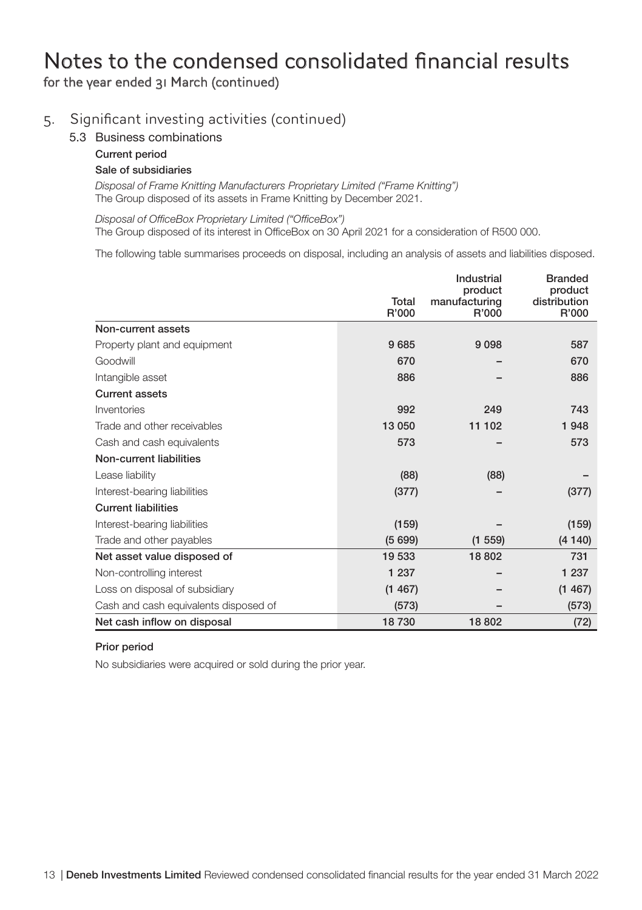# Notes to the condensed consolidated financial results

for the year ended 31 March (continued)

## 5. Significant investing activities (continued)

### 5.3 Business combinations

**Current period**

**Sale of subsidiaries**

*Disposal of Frame Knitting Manufacturers Proprietary Limited ("Frame Knitting")*
The Group disposed of its assets in Frame Knitting by December 2021.

*Disposal of OfficeBox Proprietary Limited ("OfficeBox")*
The Group disposed of its interest in OfficeBox on 30 April 2021 for a consideration of R500 000.

The following table summarises proceeds on disposal, including an analysis of assets and liabilities disposed.

| | Total R'000 | Industrial product manufacturing R'000 | Branded product distribution R'000 |
|---|---|---|---|
| **Non-current assets** | | | |
| Property plant and equipment | **9 685** | 9 098 | 587 |
| Goodwill | **670** | – | 670 |
| Intangible asset | **886** | – | 886 |
| **Current assets** | | | |
| Inventories | **992** | 249 | 743 |
| Trade and other receivables | **13 050** | 11 102 | 1 948 |
| Cash and cash equivalents | **573** | – | 573 |
| **Non-current liabilities** | | | |
| Lease liability | **(88)** | (88) | – |
| Interest-bearing liabilities | **(377)** | – | (377) |
| **Current liabilities** | | | |
| Interest-bearing liabilities | **(159)** | – | (159) |
| Trade and other payables | **(5 699)** | (1 559) | (4 140) |
| **Net asset value disposed of** | **19 533** | 18 802 | 731 |
| Non-controlling interest | **1 237** | – | 1 237 |
| Loss on disposal of subsidiary | **(1 467)** | – | (1 467) |
| Cash and cash equivalents disposed of | **(573)** | – | (573) |
| **Net cash inflow on disposal** | **18 730** | 18 802 | (72) |

**Prior period**

No subsidiaries were acquired or sold during the prior year.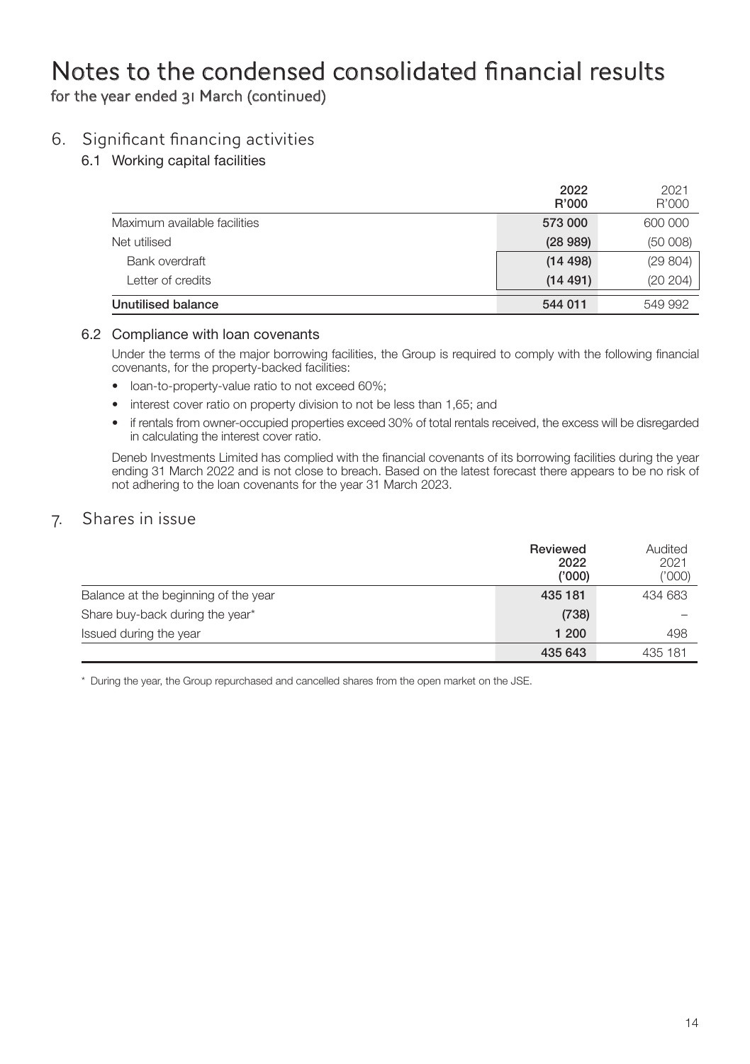# Notes to the condensed consolidated financial results

for the year ended 31 March (continued)

## 6. Significant financing activities

### 6.1 Working capital facilities

| | 2022 R'000 | 2021 R'000 |
|---|---|---|
| Maximum available facilities | 573 000 | 600 000 |
| Net utilised | (28 989) | (50 008) |
| Bank overdraft | (14 498) | (29 804) |
| Letter of credits | (14 491) | (20 204) |
| **Unutilised balance** | **544 011** | 549 992 |

### 6.2 Compliance with loan covenants

Under the terms of the major borrowing facilities, the Group is required to comply with the following financial covenants, for the property-backed facilities:

- loan-to-property-value ratio to not exceed 60%;
- interest cover ratio on property division to not be less than 1,65; and
- if rentals from owner-occupied properties exceed 30% of total rentals received, the excess will be disregarded in calculating the interest cover ratio.

Deneb Investments Limited has complied with the financial covenants of its borrowing facilities during the year ending 31 March 2022 and is not close to breach. Based on the latest forecast there appears to be no risk of not adhering to the loan covenants for the year 31 March 2023.

## 7. Shares in issue

| | Reviewed 2022 ('000) | Audited 2021 ('000) |
|---|---|---|
| Balance at the beginning of the year | 435 181 | 434 683 |
| Share buy-back during the year* | (738) | – |
| Issued during the year | 1 200 | 498 |
| | 435 643 | 435 181 |

\* During the year, the Group repurchased and cancelled shares from the open market on the JSE.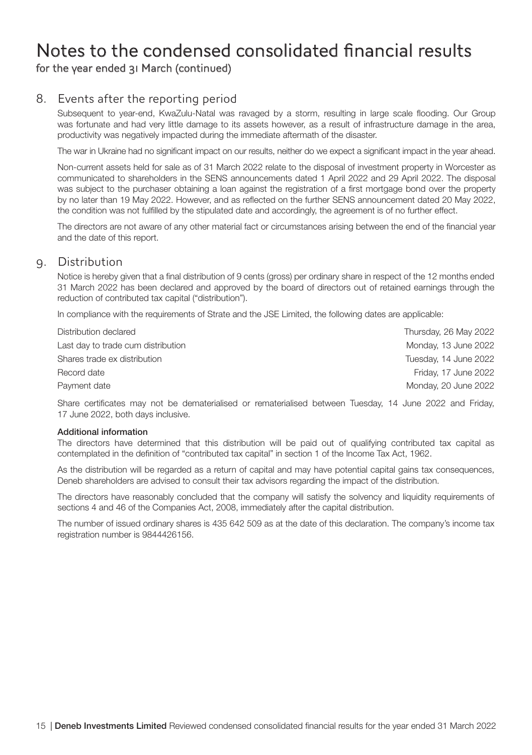# Notes to the condensed consolidated financial results

for the year ended 31 March (continued)

## 8. Events after the reporting period

Subsequent to year-end, KwaZulu-Natal was ravaged by a storm, resulting in large scale flooding. Our Group was fortunate and had very little damage to its assets however, as a result of infrastructure damage in the area, productivity was negatively impacted during the immediate aftermath of the disaster.

The war in Ukraine had no significant impact on our results, neither do we expect a significant impact in the year ahead.

Non-current assets held for sale as of 31 March 2022 relate to the disposal of investment property in Worcester as communicated to shareholders in the SENS announcements dated 1 April 2022 and 29 April 2022. The disposal was subject to the purchaser obtaining a loan against the registration of a first mortgage bond over the property by no later than 19 May 2022. However, and as reflected on the further SENS announcement dated 20 May 2022, the condition was not fulfilled by the stipulated date and accordingly, the agreement is of no further effect.

The directors are not aware of any other material fact or circumstances arising between the end of the financial year and the date of this report.

## 9. Distribution

Notice is hereby given that a final distribution of 9 cents (gross) per ordinary share in respect of the 12 months ended 31 March 2022 has been declared and approved by the board of directors out of retained earnings through the reduction of contributed tax capital ("distribution").

In compliance with the requirements of Strate and the JSE Limited, the following dates are applicable:

| | |
|---|---|
| Distribution declared | Thursday, 26 May 2022 |
| Last day to trade cum distribution | Monday, 13 June 2022 |
| Shares trade ex distribution | Tuesday, 14 June 2022 |
| Record date | Friday, 17 June 2022 |
| Payment date | Monday, 20 June 2022 |

Share certificates may not be dematerialised or rematerialised between Tuesday, 14 June 2022 and Friday, 17 June 2022, both days inclusive.

**Additional information**

The directors have determined that this distribution will be paid out of qualifying contributed tax capital as contemplated in the definition of "contributed tax capital" in section 1 of the Income Tax Act, 1962.

As the distribution will be regarded as a return of capital and may have potential capital gains tax consequences, Deneb shareholders are advised to consult their tax advisors regarding the impact of the distribution.

The directors have reasonably concluded that the company will satisfy the solvency and liquidity requirements of sections 4 and 46 of the Companies Act, 2008, immediately after the capital distribution.

The number of issued ordinary shares is 435 642 509 as at the date of this declaration. The company's income tax registration number is 9844426156.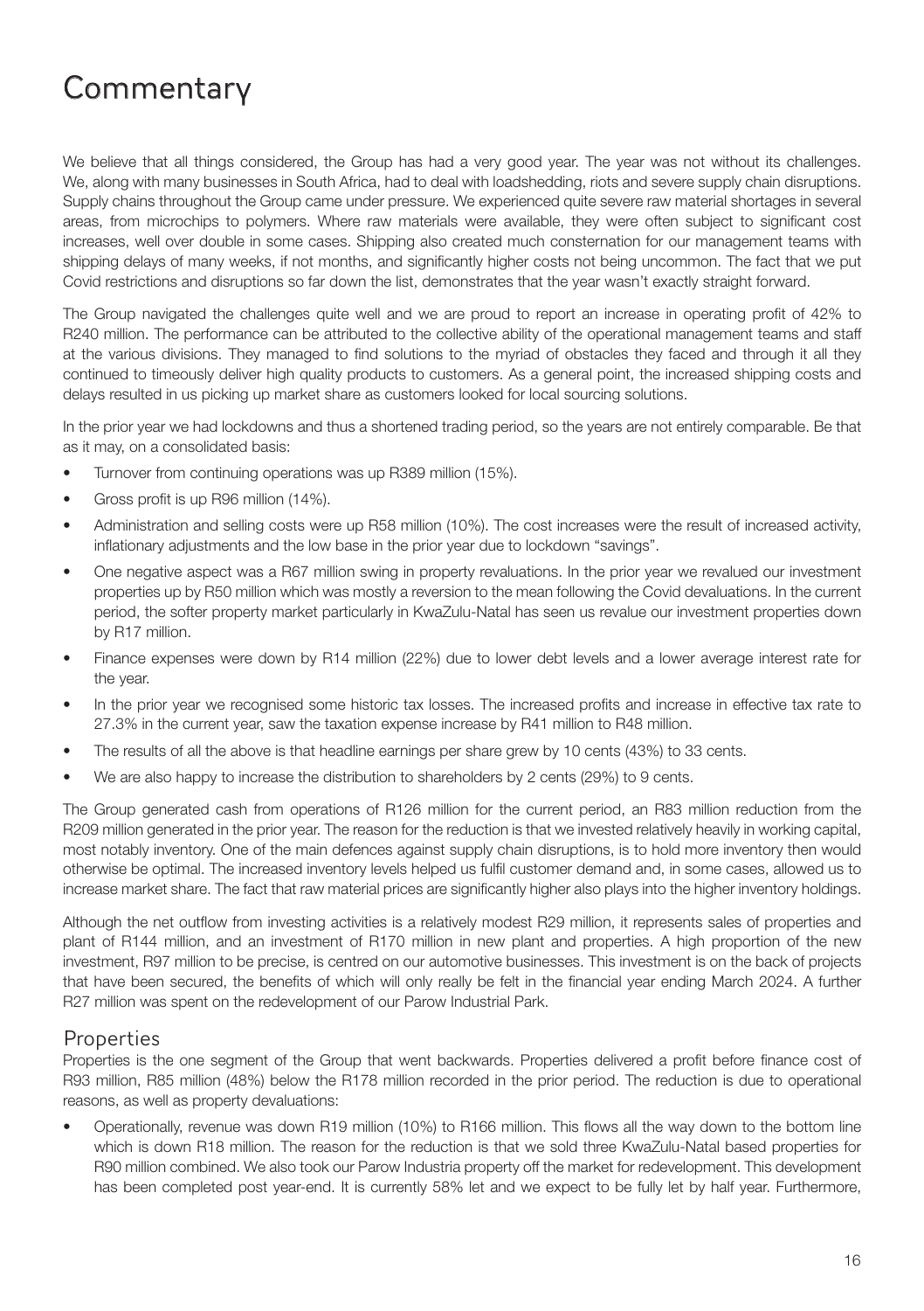# Commentary

We believe that all things considered, the Group has had a very good year. The year was not without its challenges. We, along with many businesses in South Africa, had to deal with loadshedding, riots and severe supply chain disruptions. Supply chains throughout the Group came under pressure. We experienced quite severe raw material shortages in several areas, from microchips to polymers. Where raw materials were available, they were often subject to significant cost increases, well over double in some cases. Shipping also created much consternation for our management teams with shipping delays of many weeks, if not months, and significantly higher costs not being uncommon. The fact that we put Covid restrictions and disruptions so far down the list, demonstrates that the year wasn't exactly straight forward.

The Group navigated the challenges quite well and we are proud to report an increase in operating profit of 42% to R240 million. The performance can be attributed to the collective ability of the operational management teams and staff at the various divisions. They managed to find solutions to the myriad of obstacles they faced and through it all they continued to timeously deliver high quality products to customers. As a general point, the increased shipping costs and delays resulted in us picking up market share as customers looked for local sourcing solutions.

In the prior year we had lockdowns and thus a shortened trading period, so the years are not entirely comparable. Be that as it may, on a consolidated basis:

- Turnover from continuing operations was up R389 million (15%).
- Gross profit is up R96 million (14%).
- Administration and selling costs were up R58 million (10%). The cost increases were the result of increased activity, inflationary adjustments and the low base in the prior year due to lockdown "savings".
- One negative aspect was a R67 million swing in property revaluations. In the prior year we revalued our investment properties up by R50 million which was mostly a reversion to the mean following the Covid devaluations. In the current period, the softer property market particularly in KwaZulu-Natal has seen us revalue our investment properties down by R17 million.
- Finance expenses were down by R14 million (22%) due to lower debt levels and a lower average interest rate for the year.
- In the prior year we recognised some historic tax losses. The increased profits and increase in effective tax rate to 27.3% in the current year, saw the taxation expense increase by R41 million to R48 million.
- The results of all the above is that headline earnings per share grew by 10 cents (43%) to 33 cents.
- We are also happy to increase the distribution to shareholders by 2 cents (29%) to 9 cents.

The Group generated cash from operations of R126 million for the current period, an R83 million reduction from the R209 million generated in the prior year. The reason for the reduction is that we invested relatively heavily in working capital, most notably inventory. One of the main defences against supply chain disruptions, is to hold more inventory then would otherwise be optimal. The increased inventory levels helped us fulfil customer demand and, in some cases, allowed us to increase market share. The fact that raw material prices are significantly higher also plays into the higher inventory holdings.

Although the net outflow from investing activities is a relatively modest R29 million, it represents sales of properties and plant of R144 million, and an investment of R170 million in new plant and properties. A high proportion of the new investment, R97 million to be precise, is centred on our automotive businesses. This investment is on the back of projects that have been secured, the benefits of which will only really be felt in the financial year ending March 2024. A further R27 million was spent on the redevelopment of our Parow Industrial Park.

## Properties

Properties is the one segment of the Group that went backwards. Properties delivered a profit before finance cost of R93 million, R85 million (48%) below the R178 million recorded in the prior period. The reduction is due to operational reasons, as well as property devaluations:

- Operationally, revenue was down R19 million (10%) to R166 million. This flows all the way down to the bottom line which is down R18 million. The reason for the reduction is that we sold three KwaZulu-Natal based properties for R90 million combined. We also took our Parow Industria property off the market for redevelopment. This development has been completed post year-end. It is currently 58% let and we expect to be fully let by half year. Furthermore,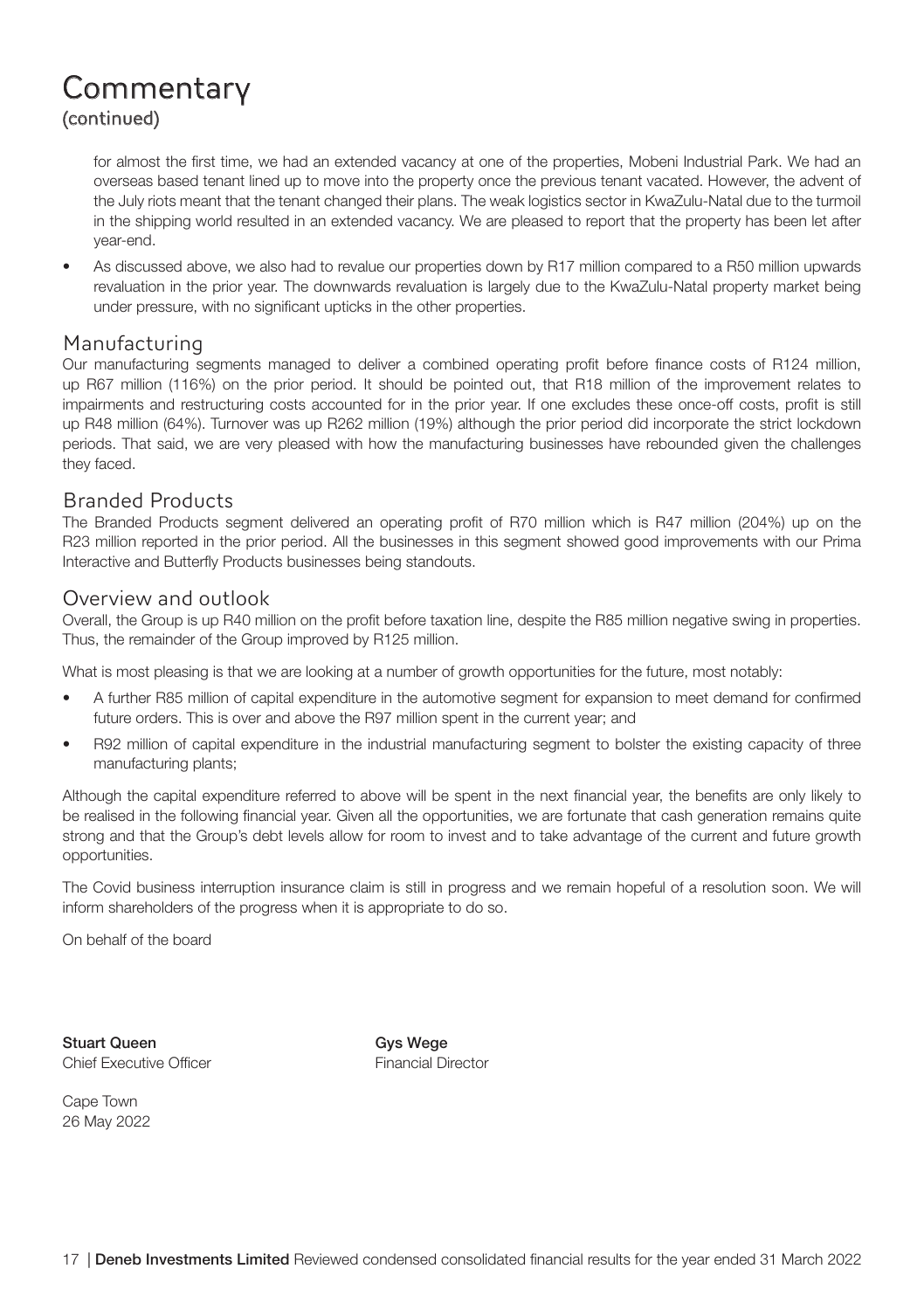# Commentary
(continued)

for almost the first time, we had an extended vacancy at one of the properties, Mobeni Industrial Park. We had an overseas based tenant lined up to move into the property once the previous tenant vacated. However, the advent of the July riots meant that the tenant changed their plans. The weak logistics sector in KwaZulu-Natal due to the turmoil in the shipping world resulted in an extended vacancy. We are pleased to report that the property has been let after year-end.

- As discussed above, we also had to revalue our properties down by R17 million compared to a R50 million upwards revaluation in the prior year. The downwards revaluation is largely due to the KwaZulu-Natal property market being under pressure, with no significant upticks in the other properties.

## Manufacturing

Our manufacturing segments managed to deliver a combined operating profit before finance costs of R124 million, up R67 million (116%) on the prior period. It should be pointed out, that R18 million of the improvement relates to impairments and restructuring costs accounted for in the prior year. If one excludes these once-off costs, profit is still up R48 million (64%). Turnover was up R262 million (19%) although the prior period did incorporate the strict lockdown periods. That said, we are very pleased with how the manufacturing businesses have rebounded given the challenges they faced.

## Branded Products

The Branded Products segment delivered an operating profit of R70 million which is R47 million (204%) up on the R23 million reported in the prior period. All the businesses in this segment showed good improvements with our Prima Interactive and Butterfly Products businesses being standouts.

## Overview and outlook

Overall, the Group is up R40 million on the profit before taxation line, despite the R85 million negative swing in properties. Thus, the remainder of the Group improved by R125 million.

What is most pleasing is that we are looking at a number of growth opportunities for the future, most notably:

- A further R85 million of capital expenditure in the automotive segment for expansion to meet demand for confirmed future orders. This is over and above the R97 million spent in the current year; and
- R92 million of capital expenditure in the industrial manufacturing segment to bolster the existing capacity of three manufacturing plants;

Although the capital expenditure referred to above will be spent in the next financial year, the benefits are only likely to be realised in the following financial year. Given all the opportunities, we are fortunate that cash generation remains quite strong and that the Group's debt levels allow for room to invest and to take advantage of the current and future growth opportunities.

The Covid business interruption insurance claim is still in progress and we remain hopeful of a resolution soon. We will inform shareholders of the progress when it is appropriate to do so.

On behalf of the board

**Stuart Queen**
Chief Executive Officer

**Gys Wege**
Financial Director

Cape Town
26 May 2022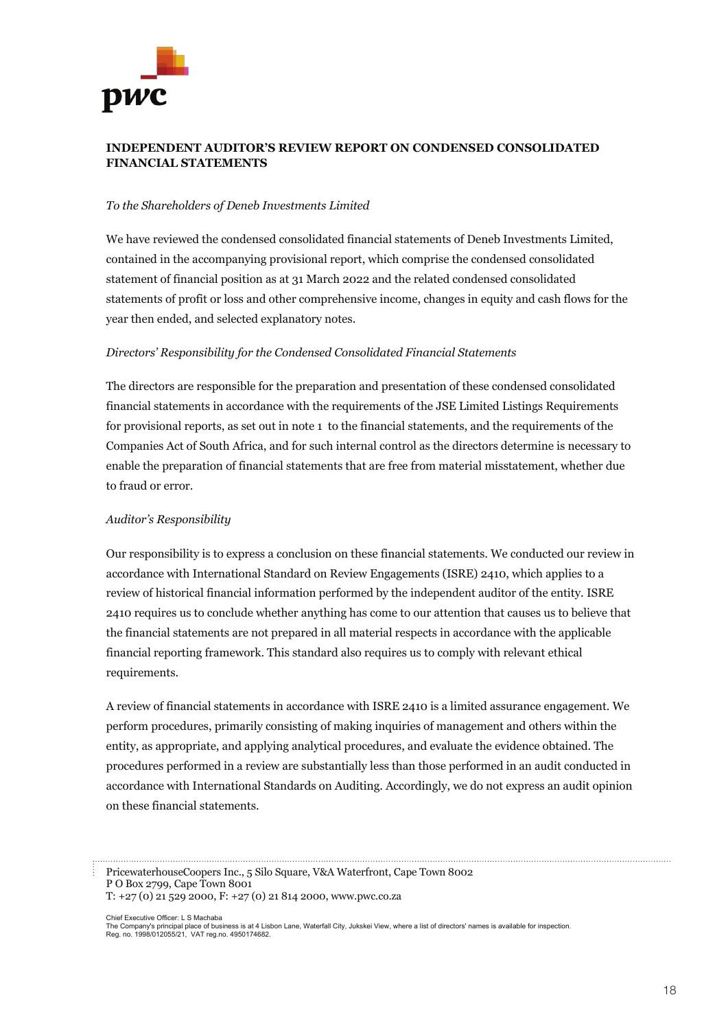**INDEPENDENT AUDITOR'S REVIEW REPORT ON CONDENSED CONSOLIDATED FINANCIAL STATEMENTS**

*To the Shareholders of Deneb Investments Limited*

We have reviewed the condensed consolidated financial statements of Deneb Investments Limited, contained in the accompanying provisional report, which comprise the condensed consolidated statement of financial position as at 31 March 2022 and the related condensed consolidated statements of profit or loss and other comprehensive income, changes in equity and cash flows for the year then ended, and selected explanatory notes.

*Directors' Responsibility for the Condensed Consolidated Financial Statements*

The directors are responsible for the preparation and presentation of these condensed consolidated financial statements in accordance with the requirements of the JSE Limited Listings Requirements for provisional reports, as set out in note 1 to the financial statements, and the requirements of the Companies Act of South Africa, and for such internal control as the directors determine is necessary to enable the preparation of financial statements that are free from material misstatement, whether due to fraud or error.

*Auditor's Responsibility*

Our responsibility is to express a conclusion on these financial statements. We conducted our review in accordance with International Standard on Review Engagements (ISRE) 2410, which applies to a review of historical financial information performed by the independent auditor of the entity. ISRE 2410 requires us to conclude whether anything has come to our attention that causes us to believe that the financial statements are not prepared in all material respects in accordance with the applicable financial reporting framework. This standard also requires us to comply with relevant ethical requirements.

A review of financial statements in accordance with ISRE 2410 is a limited assurance engagement. We perform procedures, primarily consisting of making inquiries of management and others within the entity, as appropriate, and applying analytical procedures, and evaluate the evidence obtained. The procedures performed in a review are substantially less than those performed in an audit conducted in accordance with International Standards on Auditing. Accordingly, we do not express an audit opinion on these financial statements.

PricewaterhouseCoopers Inc., 5 Silo Square, V&A Waterfront, Cape Town 8002
P O Box 2799, Cape Town 8001
T: +27 (0) 21 529 2000, F: +27 (0) 21 814 2000, www.pwc.co.za

Chief Executive Officer: L S Machaba
The Company's principal place of business is at 4 Lisbon Lane, Waterfall City, Jukskei View, where a list of directors' names is available for inspection.
Reg. no. 1998/012055/21, VAT reg.no. 4950174682.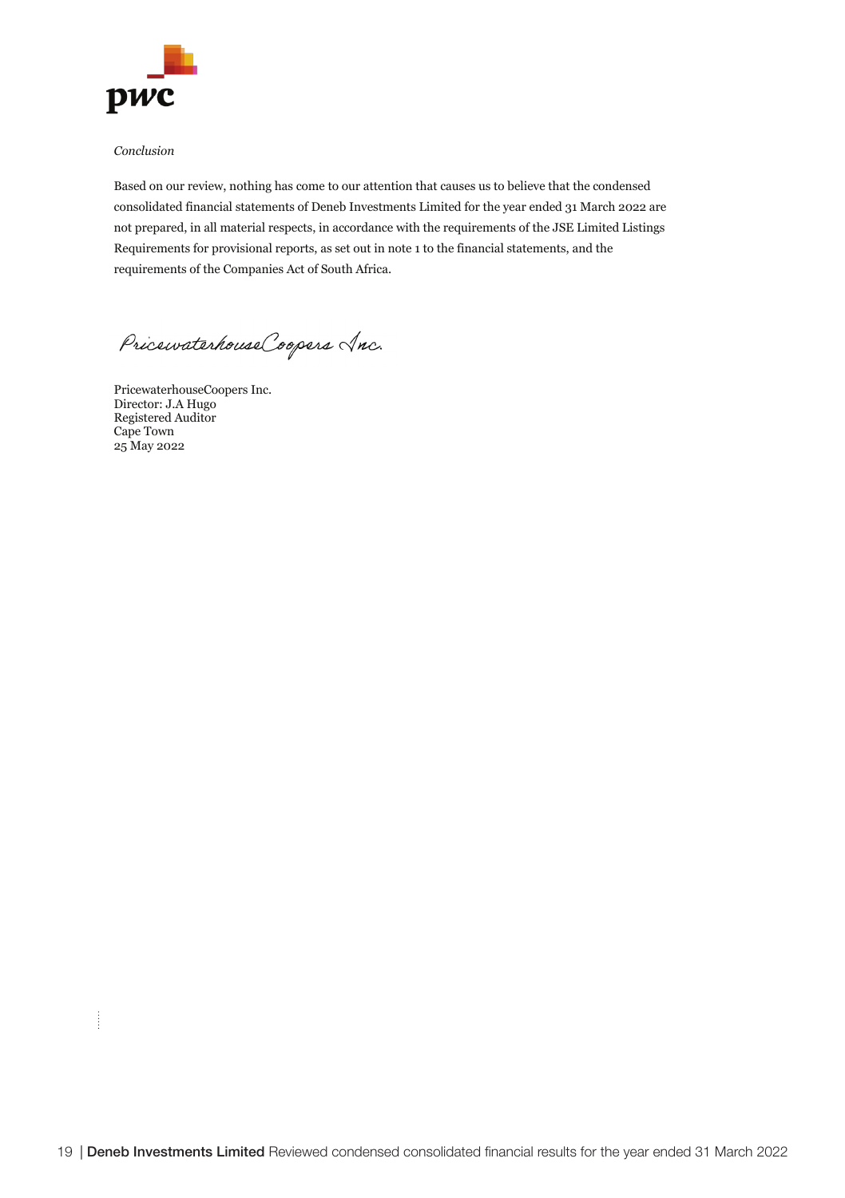*Conclusion*

Based on our review, nothing has come to our attention that causes us to believe that the condensed consolidated financial statements of Deneb Investments Limited for the year ended 31 March 2022 are not prepared, in all material respects, in accordance with the requirements of the JSE Limited Listings Requirements for provisional reports, as set out in note 1 to the financial statements, and the requirements of the Companies Act of South Africa.

PricewaterhouseCoopers Inc.

PricewaterhouseCoopers Inc.
Director: J.A Hugo
Registered Auditor
Cape Town
25 May 2022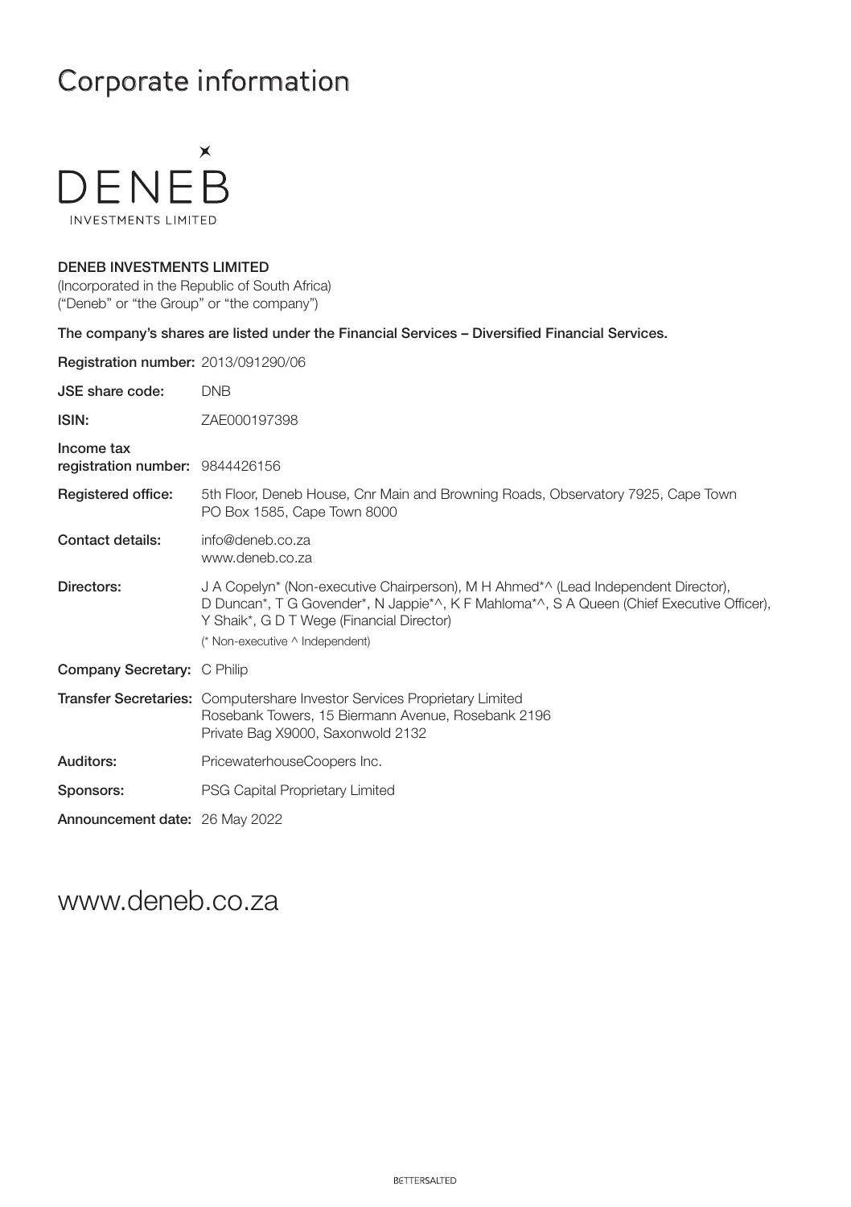# Corporate information

DENEB
INVESTMENTS LIMITED

**DENEB INVESTMENTS LIMITED**
(Incorporated in the Republic of South Africa)
("Deneb" or "the Group" or "the company")

**The company's shares are listed under the Financial Services – Diversified Financial Services.**

| | |
|---|---|
| **Registration number:** | 2013/091290/06 |
| **JSE share code:** | DNB |
| **ISIN:** | ZAE000197398 |
| **Income tax registration number:** | 9844426156 |
| **Registered office:** | 5th Floor, Deneb House, Cnr Main and Browning Roads, Observatory 7925, Cape Town<br>PO Box 1585, Cape Town 8000 |
| **Contact details:** | info@deneb.co.za<br>www.deneb.co.za |
| **Directors:** | J A Copelyn* (Non-executive Chairperson), M H Ahmed*^ (Lead Independent Director), D Duncan*, T G Govender*, N Jappie*^, K F Mahloma*^, S A Queen (Chief Executive Officer), Y Shaik*, G D T Wege (Financial Director)<br>(* Non-executive ^ Independent) |
| **Company Secretary:** | C Philip |
| **Transfer Secretaries:** | Computershare Investor Services Proprietary Limited<br>Rosebank Towers, 15 Biermann Avenue, Rosebank 2196<br>Private Bag X9000, Saxonwold 2132 |
| **Auditors:** | PricewaterhouseCoopers Inc. |
| **Sponsors:** | PSG Capital Proprietary Limited |
| **Announcement date:** | 26 May 2022 |

www.deneb.co.za

BETTERSALTED